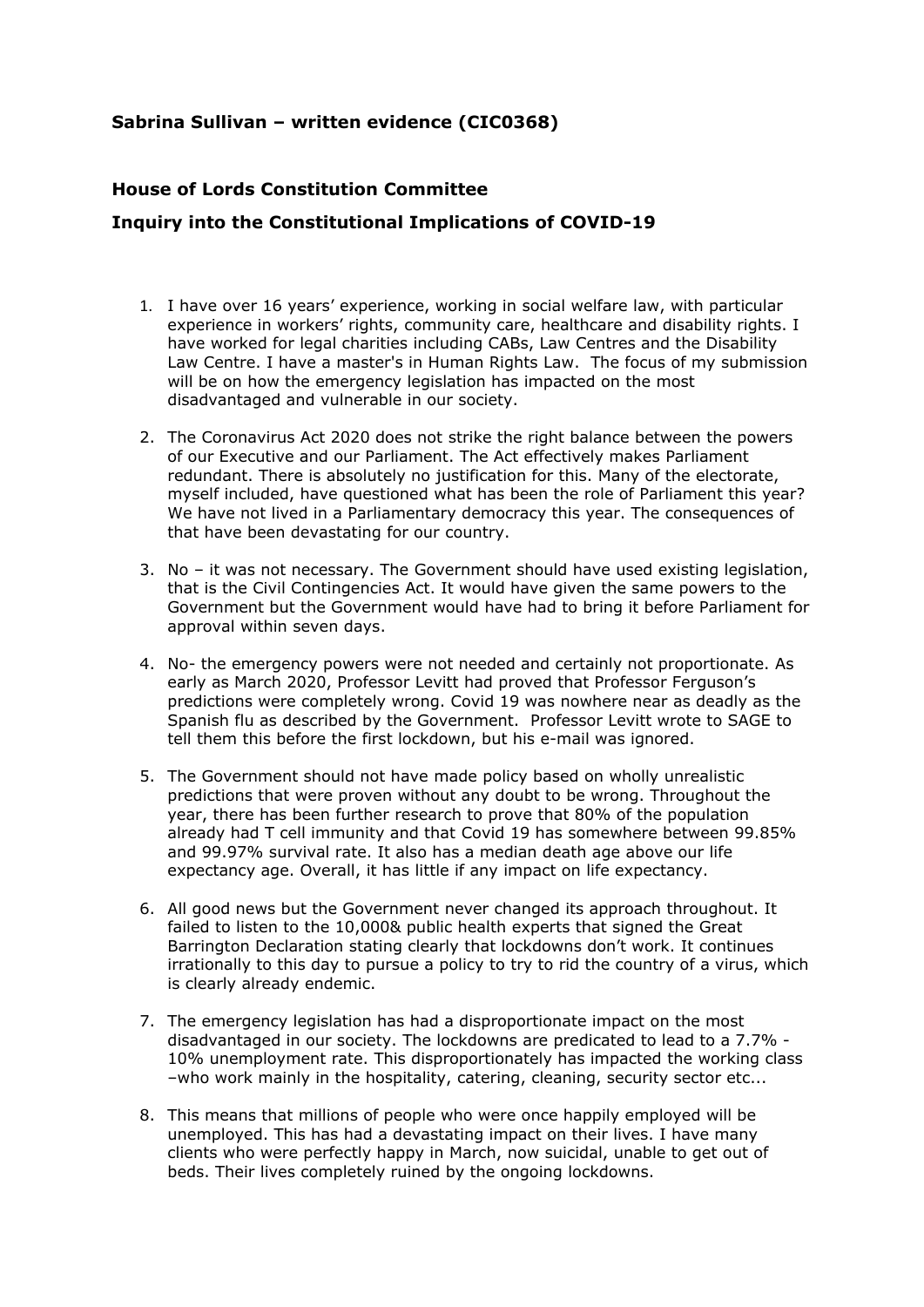**Sabrina Sullivan – written evidence (CIC0368)**

**House of Lords Constitution Committee**

**Inquiry into the Constitutional Implications of COVID-19**

1. I have over 16 years' experience, working in social welfare law, with particular experience in workers' rights, community care, healthcare and disability rights. I have worked for legal charities including CABs, Law Centres and the Disability Law Centre. I have a master's in Human Rights Law. The focus of my submission will be on how the emergency legislation has impacted on the most disadvantaged and vulnerable in our society.

2. The Coronavirus Act 2020 does not strike the right balance between the powers of our Executive and our Parliament. The Act effectively makes Parliament redundant. There is absolutely no justification for this. Many of the electorate, myself included, have questioned what has been the role of Parliament this year? We have not lived in a Parliamentary democracy this year. The consequences of that have been devastating for our country.

3. No – it was not necessary. The Government should have used existing legislation, that is the Civil Contingencies Act. It would have given the same powers to the Government but the Government would have had to bring it before Parliament for approval within seven days.

4. No- the emergency powers were not needed and certainly not proportionate. As early as March 2020, Professor Levitt had proved that Professor Ferguson's predictions were completely wrong. Covid 19 was nowhere near as deadly as the Spanish flu as described by the Government. Professor Levitt wrote to SAGE to tell them this before the first lockdown, but his e-mail was ignored.

5. The Government should not have made policy based on wholly unrealistic predictions that were proven without any doubt to be wrong. Throughout the year, there has been further research to prove that 80% of the population already had T cell immunity and that Covid 19 has somewhere between 99.85% and 99.97% survival rate. It also has a median death age above our life expectancy age. Overall, it has little if any impact on life expectancy.

6. All good news but the Government never changed its approach throughout. It failed to listen to the 10,000& public health experts that signed the Great Barrington Declaration stating clearly that lockdowns don't work. It continues irrationally to this day to pursue a policy to try to rid the country of a virus, which is clearly already endemic.

7. The emergency legislation has had a disproportionate impact on the most disadvantaged in our society. The lockdowns are predicated to lead to a 7.7% - 10% unemployment rate. This disproportionately has impacted the working class –who work mainly in the hospitality, catering, cleaning, security sector etc...

8. This means that millions of people who were once happily employed will be unemployed. This has had a devastating impact on their lives. I have many clients who were perfectly happy in March, now suicidal, unable to get out of beds. Their lives completely ruined by the ongoing lockdowns.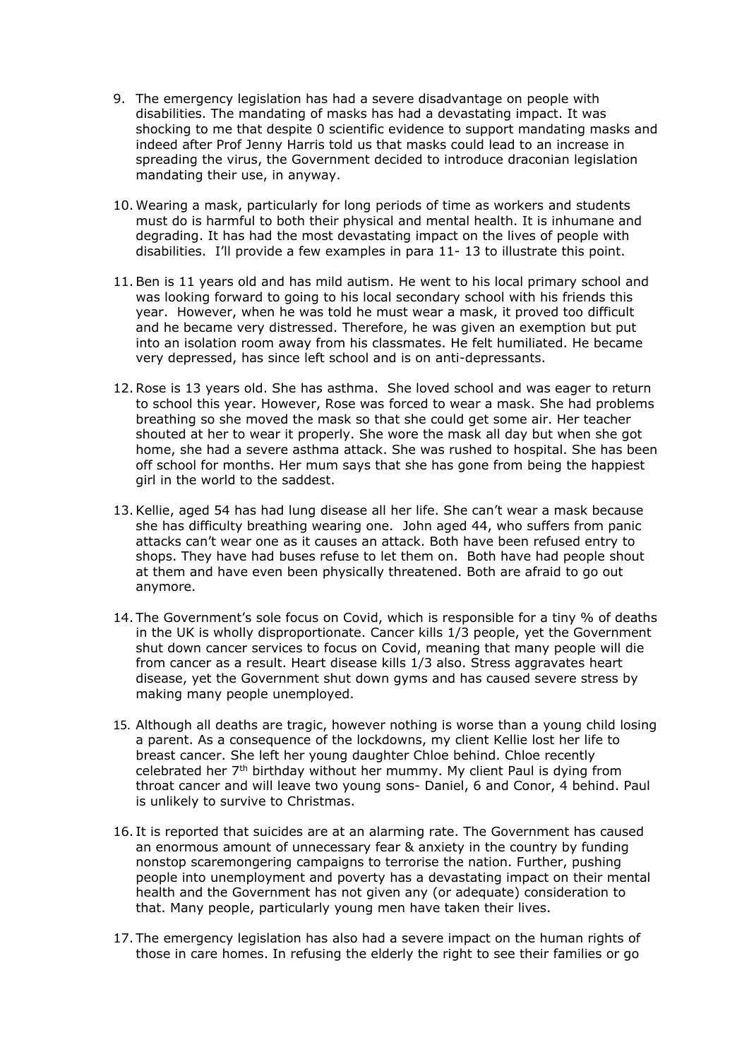9. The emergency legislation has had a severe disadvantage on people with disabilities. The mandating of masks has had a devastating impact. It was shocking to me that despite 0 scientific evidence to support mandating masks and indeed after Prof Jenny Harris told us that masks could lead to an increase in spreading the virus, the Government decided to introduce draconian legislation mandating their use, in anyway.

10. Wearing a mask, particularly for long periods of time as workers and students must do is harmful to both their physical and mental health. It is inhumane and degrading. It has had the most devastating impact on the lives of people with disabilities. I'll provide a few examples in para 11- 13 to illustrate this point.

11. Ben is 11 years old and has mild autism. He went to his local primary school and was looking forward to going to his local secondary school with his friends this year. However, when he was told he must wear a mask, it proved too difficult and he became very distressed. Therefore, he was given an exemption but put into an isolation room away from his classmates. He felt humiliated. He became very depressed, has since left school and is on anti-depressants.

12. Rose is 13 years old. She has asthma. She loved school and was eager to return to school this year. However, Rose was forced to wear a mask. She had problems breathing so she moved the mask so that she could get some air. Her teacher shouted at her to wear it properly. She wore the mask all day but when she got home, she had a severe asthma attack. She was rushed to hospital. She has been off school for months. Her mum says that she has gone from being the happiest girl in the world to the saddest.

13. Kellie, aged 54 has had lung disease all her life. She can't wear a mask because she has difficulty breathing wearing one. John aged 44, who suffers from panic attacks can't wear one as it causes an attack. Both have been refused entry to shops. They have had buses refuse to let them on. Both have had people shout at them and have even been physically threatened. Both are afraid to go out anymore.

14. The Government's sole focus on Covid, which is responsible for a tiny % of deaths in the UK is wholly disproportionate. Cancer kills 1/3 people, yet the Government shut down cancer services to focus on Covid, meaning that many people will die from cancer as a result. Heart disease kills 1/3 also. Stress aggravates heart disease, yet the Government shut down gyms and has caused severe stress by making many people unemployed.

15. Although all deaths are tragic, however nothing is worse than a young child losing a parent. As a consequence of the lockdowns, my client Kellie lost her life to breast cancer. She left her young daughter Chloe behind. Chloe recently celebrated her 7th birthday without her mummy. My client Paul is dying from throat cancer and will leave two young sons- Daniel, 6 and Conor, 4 behind. Paul is unlikely to survive to Christmas.

16. It is reported that suicides are at an alarming rate. The Government has caused an enormous amount of unnecessary fear & anxiety in the country by funding nonstop scaremongering campaigns to terrorise the nation. Further, pushing people into unemployment and poverty has a devastating impact on their mental health and the Government has not given any (or adequate) consideration to that. Many people, particularly young men have taken their lives.

17. The emergency legislation has also had a severe impact on the human rights of those in care homes. In refusing the elderly the right to see their families or go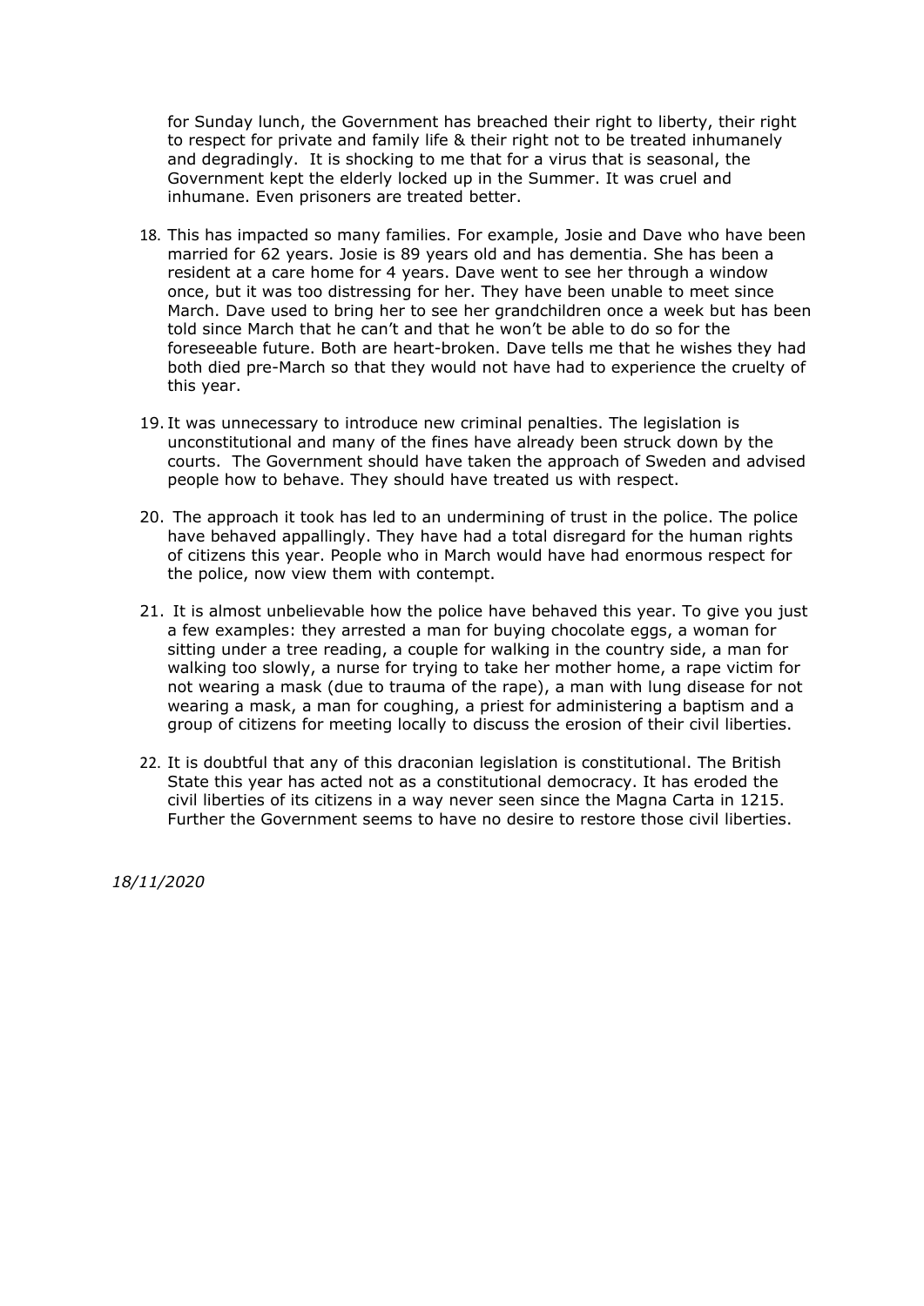for Sunday lunch, the Government has breached their right to liberty, their right to respect for private and family life & their right not to be treated inhumanely and degradingly. It is shocking to me that for a virus that is seasonal, the Government kept the elderly locked up in the Summer. It was cruel and inhumane. Even prisoners are treated better.

18. This has impacted so many families. For example, Josie and Dave who have been married for 62 years. Josie is 89 years old and has dementia. She has been a resident at a care home for 4 years. Dave went to see her through a window once, but it was too distressing for her. They have been unable to meet since March. Dave used to bring her to see her grandchildren once a week but has been told since March that he can't and that he won't be able to do so for the foreseeable future. Both are heart-broken. Dave tells me that he wishes they had both died pre-March so that they would not have had to experience the cruelty of this year.

19. It was unnecessary to introduce new criminal penalties. The legislation is unconstitutional and many of the fines have already been struck down by the courts. The Government should have taken the approach of Sweden and advised people how to behave. They should have treated us with respect.

20. The approach it took has led to an undermining of trust in the police. The police have behaved appallingly. They have had a total disregard for the human rights of citizens this year. People who in March would have had enormous respect for the police, now view them with contempt.

21. It is almost unbelievable how the police have behaved this year. To give you just a few examples: they arrested a man for buying chocolate eggs, a woman for sitting under a tree reading, a couple for walking in the country side, a man for walking too slowly, a nurse for trying to take her mother home, a rape victim for not wearing a mask (due to trauma of the rape), a man with lung disease for not wearing a mask, a man for coughing, a priest for administering a baptism and a group of citizens for meeting locally to discuss the erosion of their civil liberties.

22. It is doubtful that any of this draconian legislation is constitutional. The British State this year has acted not as a constitutional democracy. It has eroded the civil liberties of its citizens in a way never seen since the Magna Carta in 1215. Further the Government seems to have no desire to restore those civil liberties.

*18/11/2020*